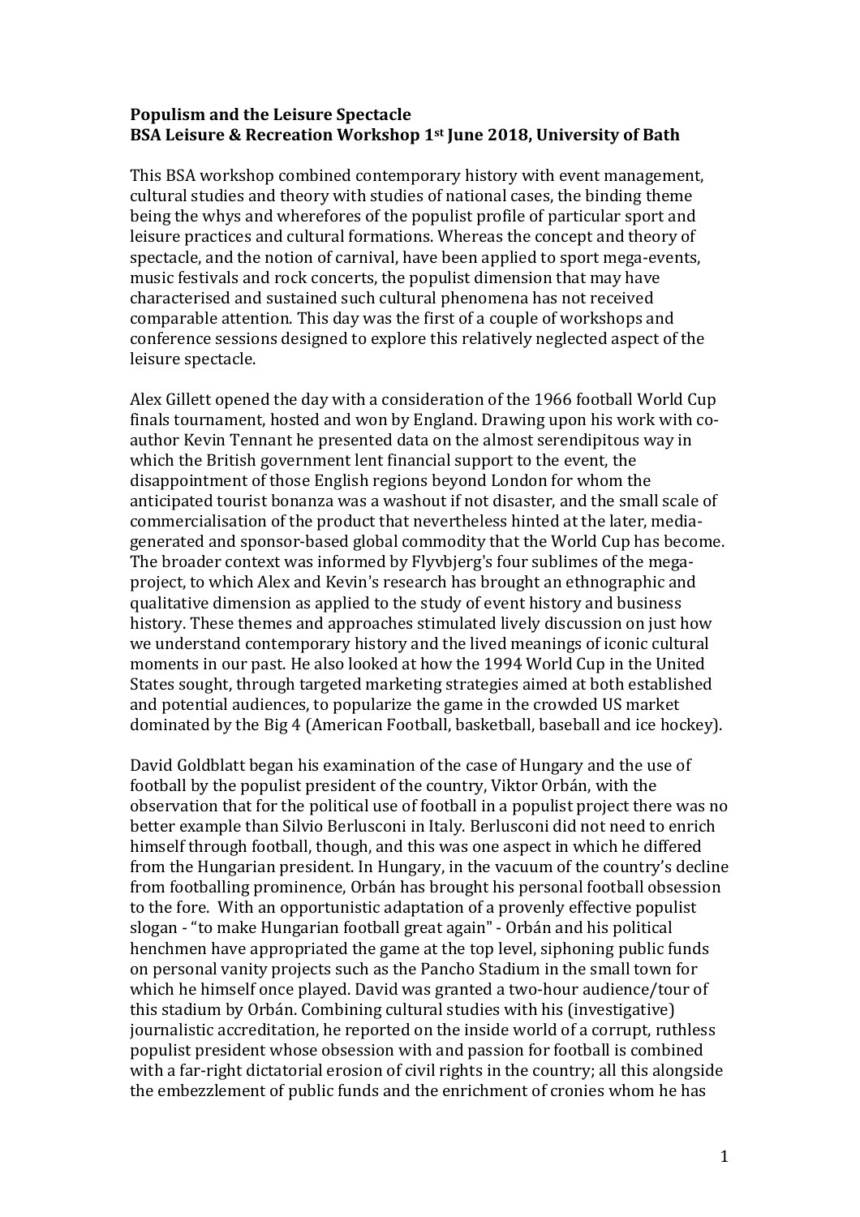**Populism and the Leisure Spectacle**
**BSA Leisure & Recreation Workshop 1st June 2018, University of Bath**

This BSA workshop combined contemporary history with event management, cultural studies and theory with studies of national cases, the binding theme being the whys and wherefores of the populist profile of particular sport and leisure practices and cultural formations. Whereas the concept and theory of spectacle, and the notion of carnival, have been applied to sport mega-events, music festivals and rock concerts, the populist dimension that may have characterised and sustained such cultural phenomena has not received comparable attention. This day was the first of a couple of workshops and conference sessions designed to explore this relatively neglected aspect of the leisure spectacle.

Alex Gillett opened the day with a consideration of the 1966 football World Cup finals tournament, hosted and won by England. Drawing upon his work with co-author Kevin Tennant he presented data on the almost serendipitous way in which the British government lent financial support to the event, the disappointment of those English regions beyond London for whom the anticipated tourist bonanza was a washout if not disaster, and the small scale of commercialisation of the product that nevertheless hinted at the later, media-generated and sponsor-based global commodity that the World Cup has become. The broader context was informed by Flyvbjerg's four sublimes of the mega-project, to which Alex and Kevin's research has brought an ethnographic and qualitative dimension as applied to the study of event history and business history. These themes and approaches stimulated lively discussion on just how we understand contemporary history and the lived meanings of iconic cultural moments in our past. He also looked at how the 1994 World Cup in the United States sought, through targeted marketing strategies aimed at both established and potential audiences, to popularize the game in the crowded US market dominated by the Big 4 (American Football, basketball, baseball and ice hockey).

David Goldblatt began his examination of the case of Hungary and the use of football by the populist president of the country, Viktor Orbán, with the observation that for the political use of football in a populist project there was no better example than Silvio Berlusconi in Italy. Berlusconi did not need to enrich himself through football, though, and this was one aspect in which he differed from the Hungarian president. In Hungary, in the vacuum of the country's decline from footballing prominence, Orbán has brought his personal football obsession to the fore. With an opportunistic adaptation of a provenly effective populist slogan - "to make Hungarian football great again" - Orbán and his political henchmen have appropriated the game at the top level, siphoning public funds on personal vanity projects such as the Pancho Stadium in the small town for which he himself once played. David was granted a two-hour audience/tour of this stadium by Orbán. Combining cultural studies with his (investigative) journalistic accreditation, he reported on the inside world of a corrupt, ruthless populist president whose obsession with and passion for football is combined with a far-right dictatorial erosion of civil rights in the country; all this alongside the embezzlement of public funds and the enrichment of cronies whom he has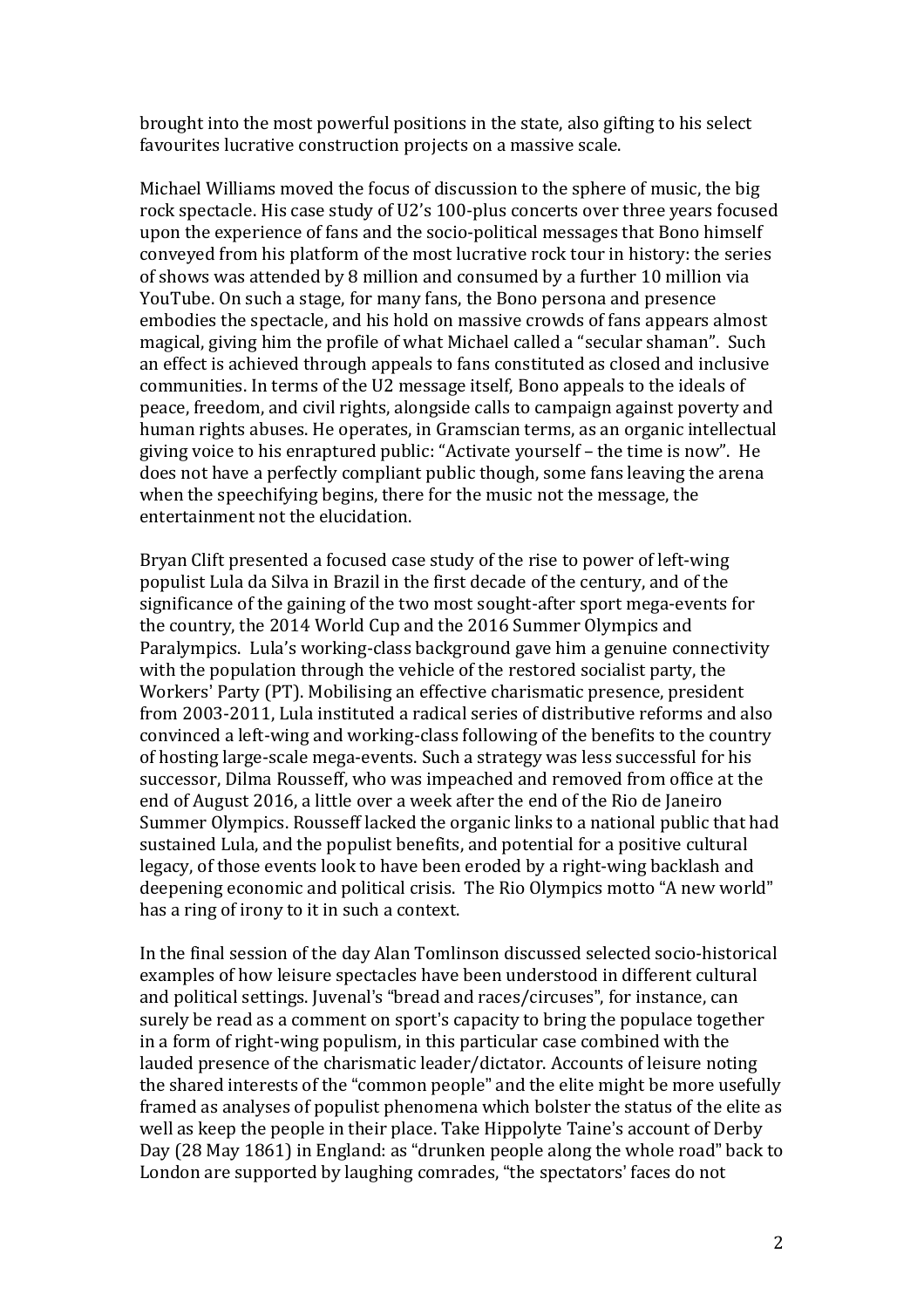brought into the most powerful positions in the state, also gifting to his select favourites lucrative construction projects on a massive scale.

Michael Williams moved the focus of discussion to the sphere of music, the big rock spectacle. His case study of U2's 100-plus concerts over three years focused upon the experience of fans and the socio-political messages that Bono himself conveyed from his platform of the most lucrative rock tour in history: the series of shows was attended by 8 million and consumed by a further 10 million via YouTube. On such a stage, for many fans, the Bono persona and presence embodies the spectacle, and his hold on massive crowds of fans appears almost magical, giving him the profile of what Michael called a "secular shaman". Such an effect is achieved through appeals to fans constituted as closed and inclusive communities. In terms of the U2 message itself, Bono appeals to the ideals of peace, freedom, and civil rights, alongside calls to campaign against poverty and human rights abuses. He operates, in Gramscian terms, as an organic intellectual giving voice to his enraptured public: "Activate yourself – the time is now". He does not have a perfectly compliant public though, some fans leaving the arena when the speechifying begins, there for the music not the message, the entertainment not the elucidation.

Bryan Clift presented a focused case study of the rise to power of left-wing populist Lula da Silva in Brazil in the first decade of the century, and of the significance of the gaining of the two most sought-after sport mega-events for the country, the 2014 World Cup and the 2016 Summer Olympics and Paralympics. Lula's working-class background gave him a genuine connectivity with the population through the vehicle of the restored socialist party, the Workers' Party (PT). Mobilising an effective charismatic presence, president from 2003-2011, Lula instituted a radical series of distributive reforms and also convinced a left-wing and working-class following of the benefits to the country of hosting large-scale mega-events. Such a strategy was less successful for his successor, Dilma Rousseff, who was impeached and removed from office at the end of August 2016, a little over a week after the end of the Rio de Janeiro Summer Olympics. Rousseff lacked the organic links to a national public that had sustained Lula, and the populist benefits, and potential for a positive cultural legacy, of those events look to have been eroded by a right-wing backlash and deepening economic and political crisis. The Rio Olympics motto "A new world" has a ring of irony to it in such a context.

In the final session of the day Alan Tomlinson discussed selected socio-historical examples of how leisure spectacles have been understood in different cultural and political settings. Juvenal's "bread and races/circuses", for instance, can surely be read as a comment on sport's capacity to bring the populace together in a form of right-wing populism, in this particular case combined with the lauded presence of the charismatic leader/dictator. Accounts of leisure noting the shared interests of the "common people" and the elite might be more usefully framed as analyses of populist phenomena which bolster the status of the elite as well as keep the people in their place. Take Hippolyte Taine's account of Derby Day (28 May 1861) in England: as "drunken people along the whole road" back to London are supported by laughing comrades, "the spectators' faces do not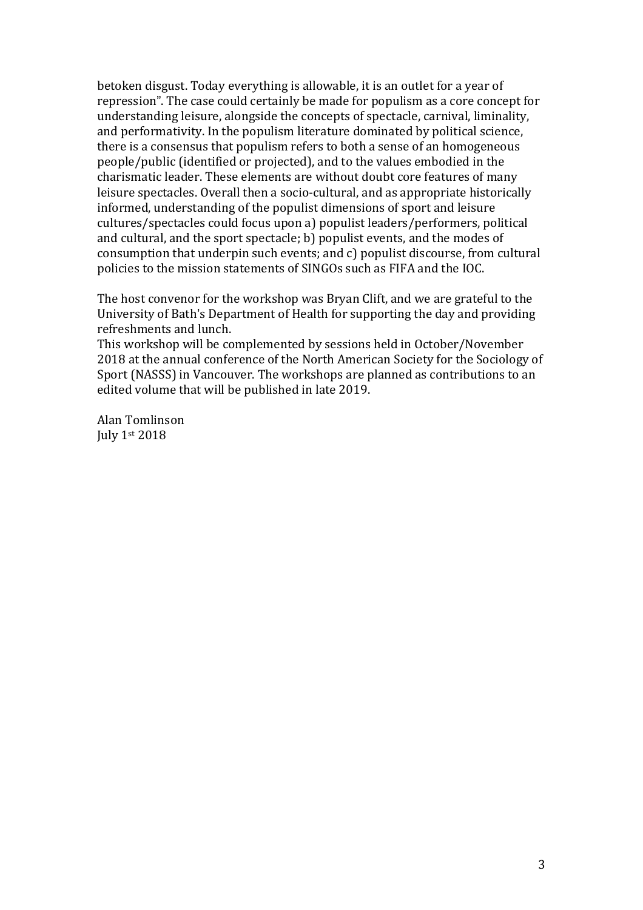betoken disgust. Today everything is allowable, it is an outlet for a year of repression". The case could certainly be made for populism as a core concept for understanding leisure, alongside the concepts of spectacle, carnival, liminality, and performativity. In the populism literature dominated by political science, there is a consensus that populism refers to both a sense of an homogeneous people/public (identified or projected), and to the values embodied in the charismatic leader. These elements are without doubt core features of many leisure spectacles. Overall then a socio-cultural, and as appropriate historically informed, understanding of the populist dimensions of sport and leisure cultures/spectacles could focus upon a) populist leaders/performers, political and cultural, and the sport spectacle; b) populist events, and the modes of consumption that underpin such events; and c) populist discourse, from cultural policies to the mission statements of SINGOs such as FIFA and the IOC.

The host convenor for the workshop was Bryan Clift, and we are grateful to the University of Bath's Department of Health for supporting the day and providing refreshments and lunch.
This workshop will be complemented by sessions held in October/November 2018 at the annual conference of the North American Society for the Sociology of Sport (NASSS) in Vancouver. The workshops are planned as contributions to an edited volume that will be published in late 2019.

Alan Tomlinson
July 1st 2018